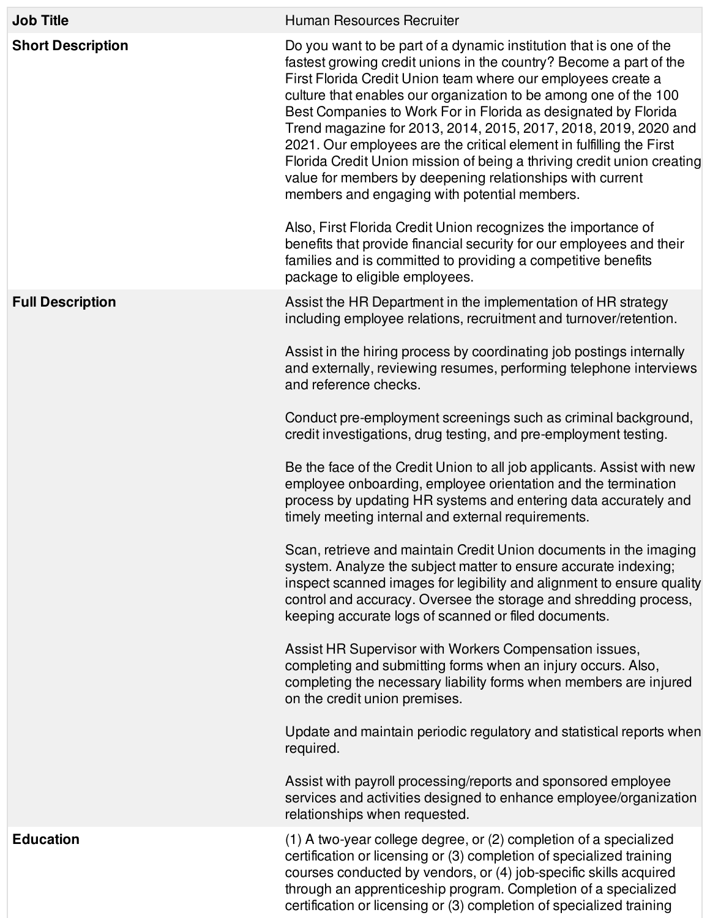| Job Title | Human Resources Recruiter |
| --- | --- |
| **Short Description** | Do you want to be part of a dynamic institution that is one of the fastest growing credit unions in the country? Become a part of the First Florida Credit Union team where our employees create a culture that enables our organization to be among one of the 100 Best Companies to Work For in Florida as designated by Florida Trend magazine for 2013, 2014, 2015, 2017, 2018, 2019, 2020 and 2021. Our employees are the critical element in fulfilling the First Florida Credit Union mission of being a thriving credit union creating value for members by deepening relationships with current members and engaging with potential members.<br><br>Also, First Florida Credit Union recognizes the importance of benefits that provide financial security for our employees and their families and is committed to providing a competitive benefits package to eligible employees. |
| **Full Description** | Assist the HR Department in the implementation of HR strategy including employee relations, recruitment and turnover/retention.<br><br>Assist in the hiring process by coordinating job postings internally and externally, reviewing resumes, performing telephone interviews and reference checks.<br><br>Conduct pre-employment screenings such as criminal background, credit investigations, drug testing, and pre-employment testing.<br><br>Be the face of the Credit Union to all job applicants. Assist with new employee onboarding, employee orientation and the termination process by updating HR systems and entering data accurately and timely meeting internal and external requirements.<br><br>Scan, retrieve and maintain Credit Union documents in the imaging system. Analyze the subject matter to ensure accurate indexing; inspect scanned images for legibility and alignment to ensure quality control and accuracy. Oversee the storage and shredding process, keeping accurate logs of scanned or filed documents.<br><br>Assist HR Supervisor with Workers Compensation issues, completing and submitting forms when an injury occurs. Also, completing the necessary liability forms when members are injured on the credit union premises.<br><br>Update and maintain periodic regulatory and statistical reports when required.<br><br>Assist with payroll processing/reports and sponsored employee services and activities designed to enhance employee/organization relationships when requested. |
| **Education** | (1) A two-year college degree, or (2) completion of a specialized certification or licensing or (3) completion of specialized training courses conducted by vendors, or (4) job-specific skills acquired through an apprenticeship program. Completion of a specialized certification or licensing or (3) completion of specialized training |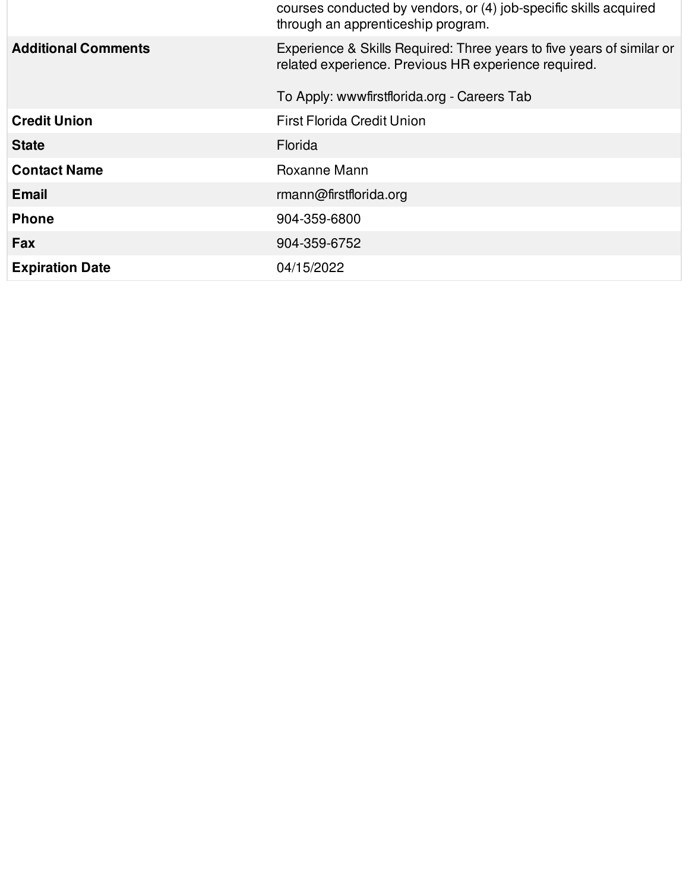| | |
|---|---|
| | courses conducted by vendors, or (4) job-specific skills acquired through an apprenticeship program. |
| **Additional Comments** | Experience & Skills Required: Three years to five years of similar or related experience. Previous HR experience required.<br><br>To Apply: wwwfirstflorida.org - Careers Tab |
| **Credit Union** | First Florida Credit Union |
| **State** | Florida |
| **Contact Name** | Roxanne Mann |
| **Email** | rmann@firstflorida.org |
| **Phone** | 904-359-6800 |
| **Fax** | 904-359-6752 |
| **Expiration Date** | 04/15/2022 |